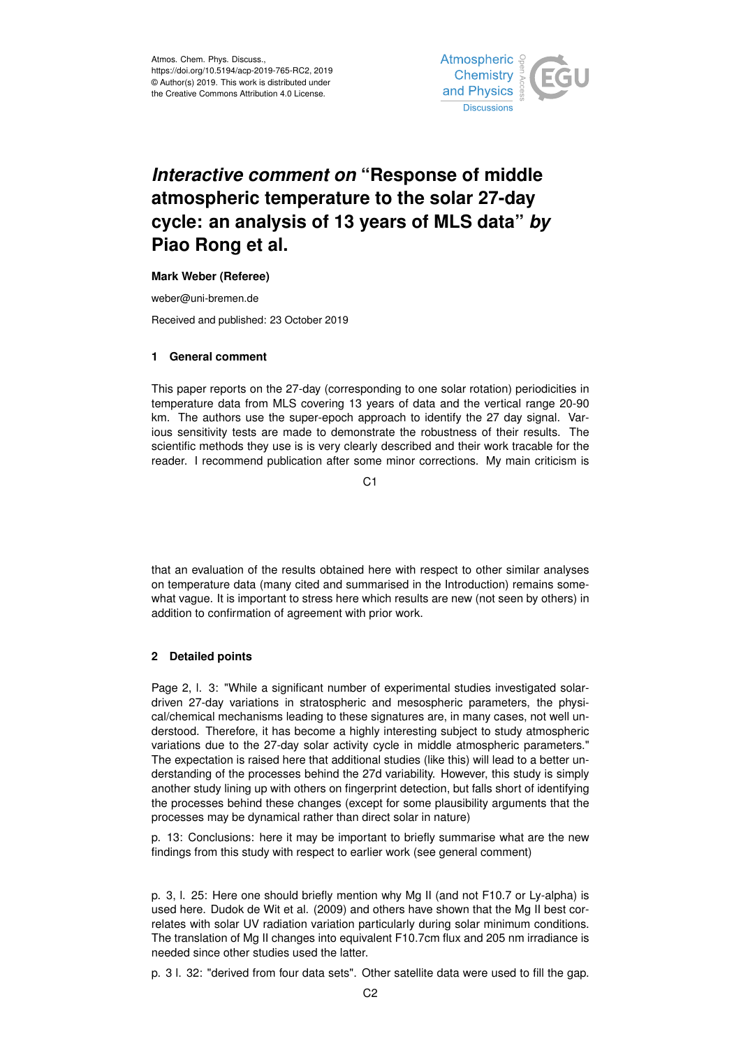Atmos. Chem. Phys. Discuss.,
https://doi.org/10.5194/acp-2019-765-RC2, 2019
© Author(s) 2019. This work is distributed under
the Creative Commons Attribution 4.0 License.

# *Interactive comment on* "Response of middle atmospheric temperature to the solar 27-day cycle: an analysis of 13 years of MLS data" *by* Piao Rong et al.

**Mark Weber (Referee)**

weber@uni-bremen.de

Received and published: 23 October 2019

## 1 General comment

This paper reports on the 27-day (corresponding to one solar rotation) periodicities in temperature data from MLS covering 13 years of data and the vertical range 20-90 km. The authors use the super-epoch approach to identify the 27 day signal. Various sensitivity tests are made to demonstrate the robustness of their results. The scientific methods they use is is very clearly described and their work tracable for the reader. I recommend publication after some minor corrections. My main criticism is that an evaluation of the results obtained here with respect to other similar analyses on temperature data (many cited and summarised in the Introduction) remains somewhat vague. It is important to stress here which results are new (not seen by others) in addition to confirmation of agreement with prior work.

## 2 Detailed points

Page 2, l. 3: "While a significant number of experimental studies investigated solar-driven 27-day variations in stratospheric and mesospheric parameters, the physical/chemical mechanisms leading to these signatures are, in many cases, not well understood. Therefore, it has become a highly interesting subject to study atmospheric variations due to the 27-day solar activity cycle in middle atmospheric parameters." The expectation is raised here that additional studies (like this) will lead to a better understanding of the processes behind the 27d variability. However, this study is simply another study lining up with others on fingerprint detection, but falls short of identifying the processes behind these changes (except for some plausibility arguments that the processes may be dynamical rather than direct solar in nature)

p. 13: Conclusions: here it may be important to briefly summarise what are the new findings from this study with respect to earlier work (see general comment)

p. 3, l. 25: Here one should briefly mention why Mg II (and not F10.7 or Ly-alpha) is used here. Dudok de Wit et al. (2009) and others have shown that the Mg II best correlates with solar UV radiation variation particularly during solar minimum conditions. The translation of Mg II changes into equivalent F10.7cm flux and 205 nm irradiance is needed since other studies used the latter.

p. 3 l. 32: "derived from four data sets". Other satellite data were used to fill the gap.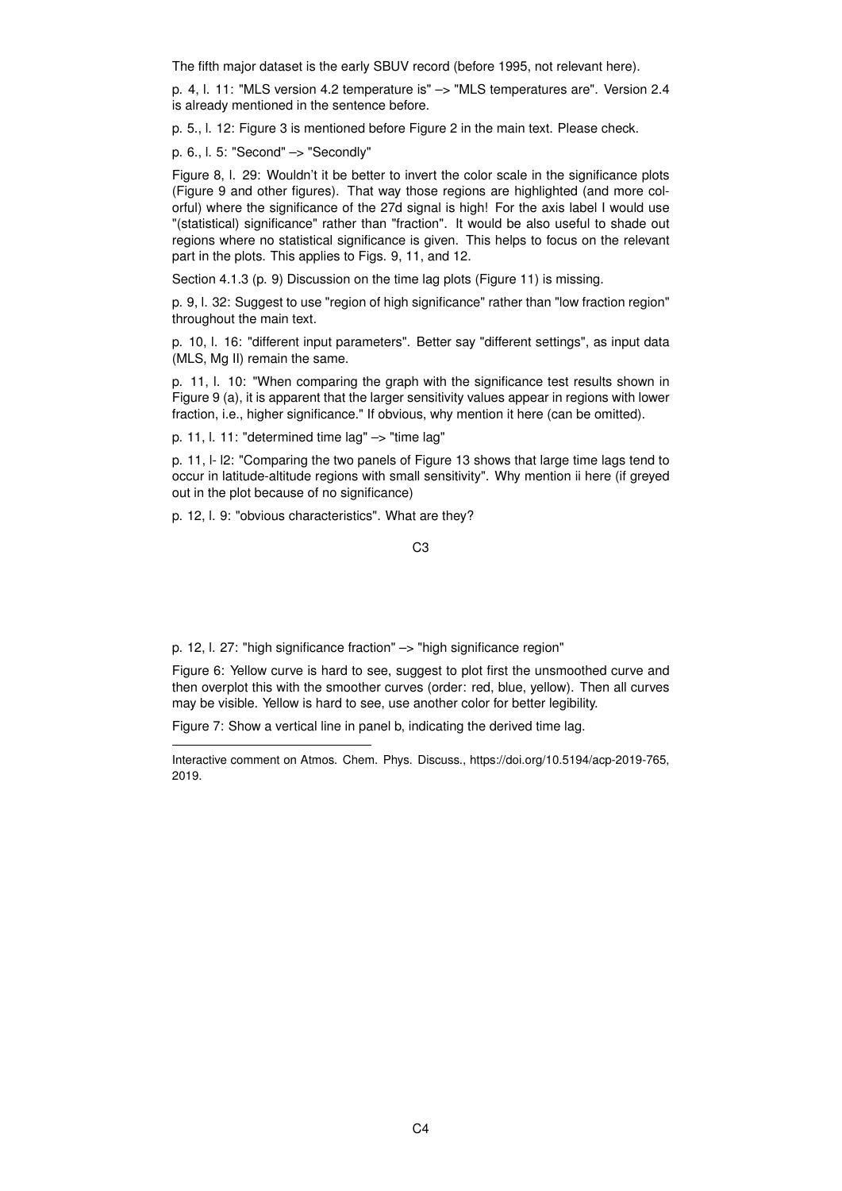The fifth major dataset is the early SBUV record (before 1995, not relevant here).

p. 4, l. 11: "MLS version 4.2 temperature is" –> "MLS temperatures are". Version 2.4 is already mentioned in the sentence before.

p. 5., l. 12: Figure 3 is mentioned before Figure 2 in the main text. Please check.

p. 6., l. 5: "Second" –> "Secondly"

Figure 8, l. 29: Wouldn't it be better to invert the color scale in the significance plots (Figure 9 and other figures). That way those regions are highlighted (and more colorful) where the significance of the 27d signal is high! For the axis label I would use "(statistical) significance" rather than "fraction". It would be also useful to shade out regions where no statistical significance is given. This helps to focus on the relevant part in the plots. This applies to Figs. 9, 11, and 12.

Section 4.1.3 (p. 9) Discussion on the time lag plots (Figure 11) is missing.

p. 9, l. 32: Suggest to use "region of high significance" rather than "low fraction region" throughout the main text.

p. 10, l. 16: "different input parameters". Better say "different settings", as input data (MLS, Mg II) remain the same.

p. 11, l. 10: "When comparing the graph with the significance test results shown in Figure 9 (a), it is apparent that the larger sensitivity values appear in regions with lower fraction, i.e., higher significance." If obvious, why mention it here (can be omitted).

p. 11, l. 11: "determined time lag" –> "time lag"

p. 11, l- l2: "Comparing the two panels of Figure 13 shows that large time lags tend to occur in latitude-altitude regions with small sensitivity". Why mention ii here (if greyed out in the plot because of no significance)

p. 12, l. 9: "obvious characteristics". What are they?

p. 12, l. 27: "high significance fraction" –> "high significance region"

Figure 6: Yellow curve is hard to see, suggest to plot first the unsmoothed curve and then overplot this with the smoother curves (order: red, blue, yellow). Then all curves may be visible. Yellow is hard to see, use another color for better legibility.

Figure 7: Show a vertical line in panel b, indicating the derived time lag.

---

Interactive comment on Atmos. Chem. Phys. Discuss., https://doi.org/10.5194/acp-2019-765, 2019.